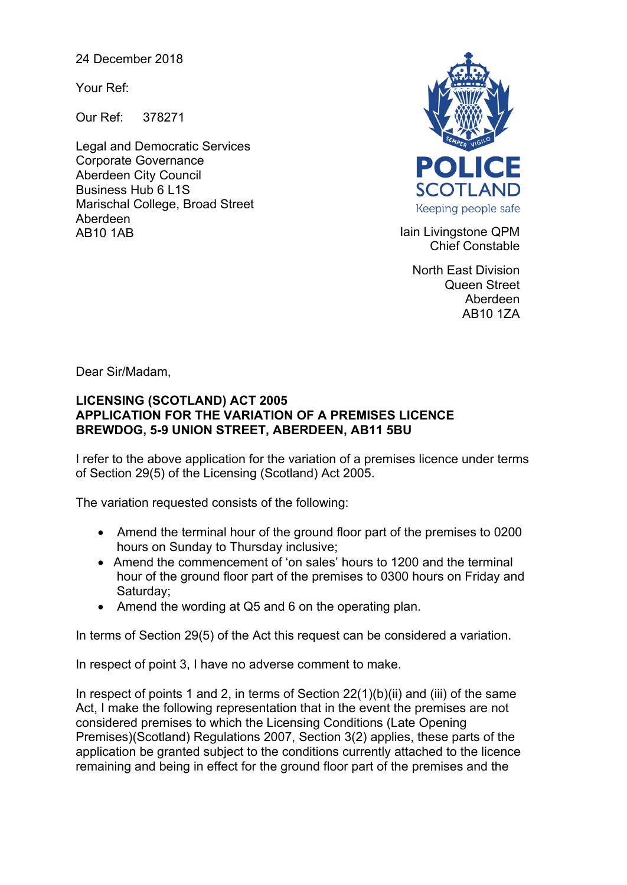24 December 2018

Your Ref:

Our Ref: 378271

Legal and Democratic Services
Corporate Governance
Aberdeen City Council
Business Hub 6 L1S
Marischal College, Broad Street
Aberdeen
AB10 1AB

POLICE SCOTLAND
Keeping people safe

Iain Livingstone QPM
Chief Constable

North East Division
Queen Street
Aberdeen
AB10 1ZA

Dear Sir/Madam,

**LICENSING (SCOTLAND) ACT 2005**
**APPLICATION FOR THE VARIATION OF A PREMISES LICENCE**
**BREWDOG, 5-9 UNION STREET, ABERDEEN, AB11 5BU**

I refer to the above application for the variation of a premises licence under terms of Section 29(5) of the Licensing (Scotland) Act 2005.

The variation requested consists of the following:

- Amend the terminal hour of the ground floor part of the premises to 0200 hours on Sunday to Thursday inclusive;
- Amend the commencement of 'on sales' hours to 1200 and the terminal hour of the ground floor part of the premises to 0300 hours on Friday and Saturday;
- Amend the wording at Q5 and 6 on the operating plan.

In terms of Section 29(5) of the Act this request can be considered a variation.

In respect of point 3, I have no adverse comment to make.

In respect of points 1 and 2, in terms of Section 22(1)(b)(ii) and (iii) of the same Act, I make the following representation that in the event the premises are not considered premises to which the Licensing Conditions (Late Opening Premises)(Scotland) Regulations 2007, Section 3(2) applies, these parts of the application be granted subject to the conditions currently attached to the licence remaining and being in effect for the ground floor part of the premises and the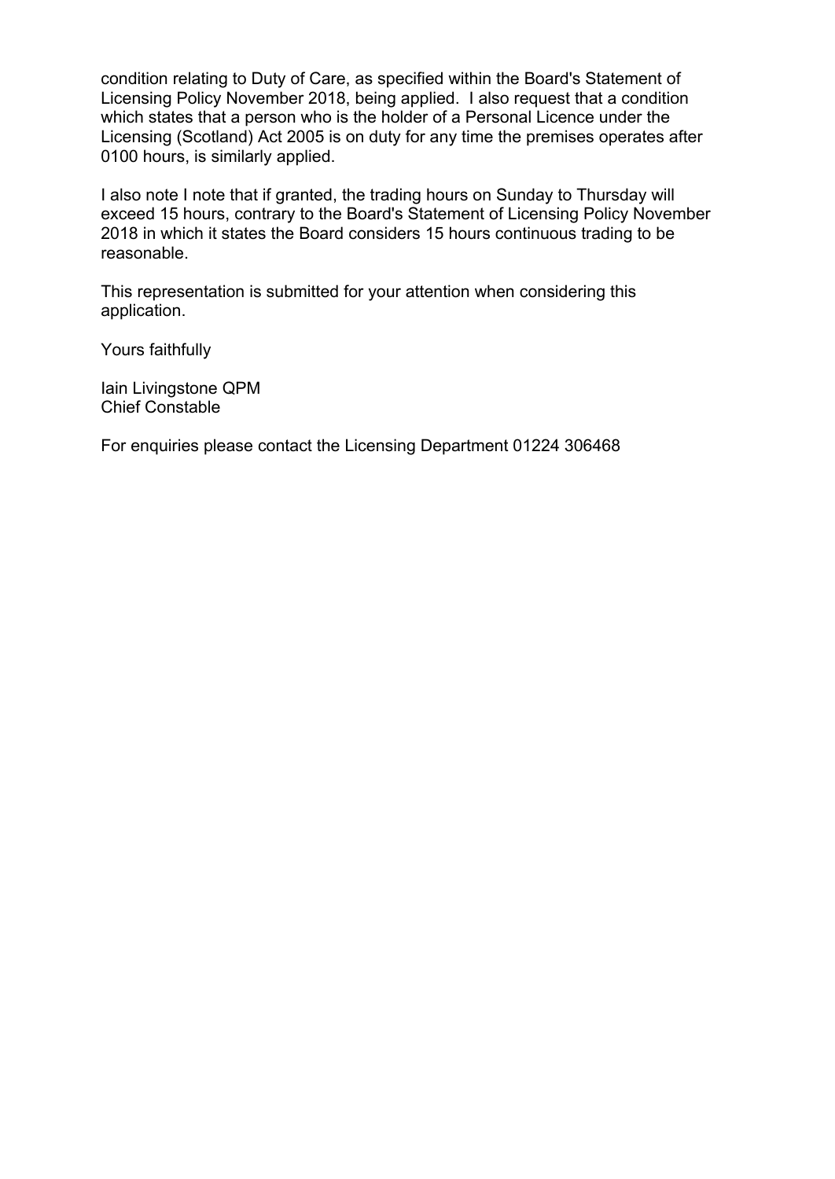condition relating to Duty of Care, as specified within the Board's Statement of Licensing Policy November 2018, being applied. I also request that a condition which states that a person who is the holder of a Personal Licence under the Licensing (Scotland) Act 2005 is on duty for any time the premises operates after 0100 hours, is similarly applied.

I also note I note that if granted, the trading hours on Sunday to Thursday will exceed 15 hours, contrary to the Board's Statement of Licensing Policy November 2018 in which it states the Board considers 15 hours continuous trading to be reasonable.

This representation is submitted for your attention when considering this application.

Yours faithfully

Iain Livingstone QPM
Chief Constable

For enquiries please contact the Licensing Department 01224 306468